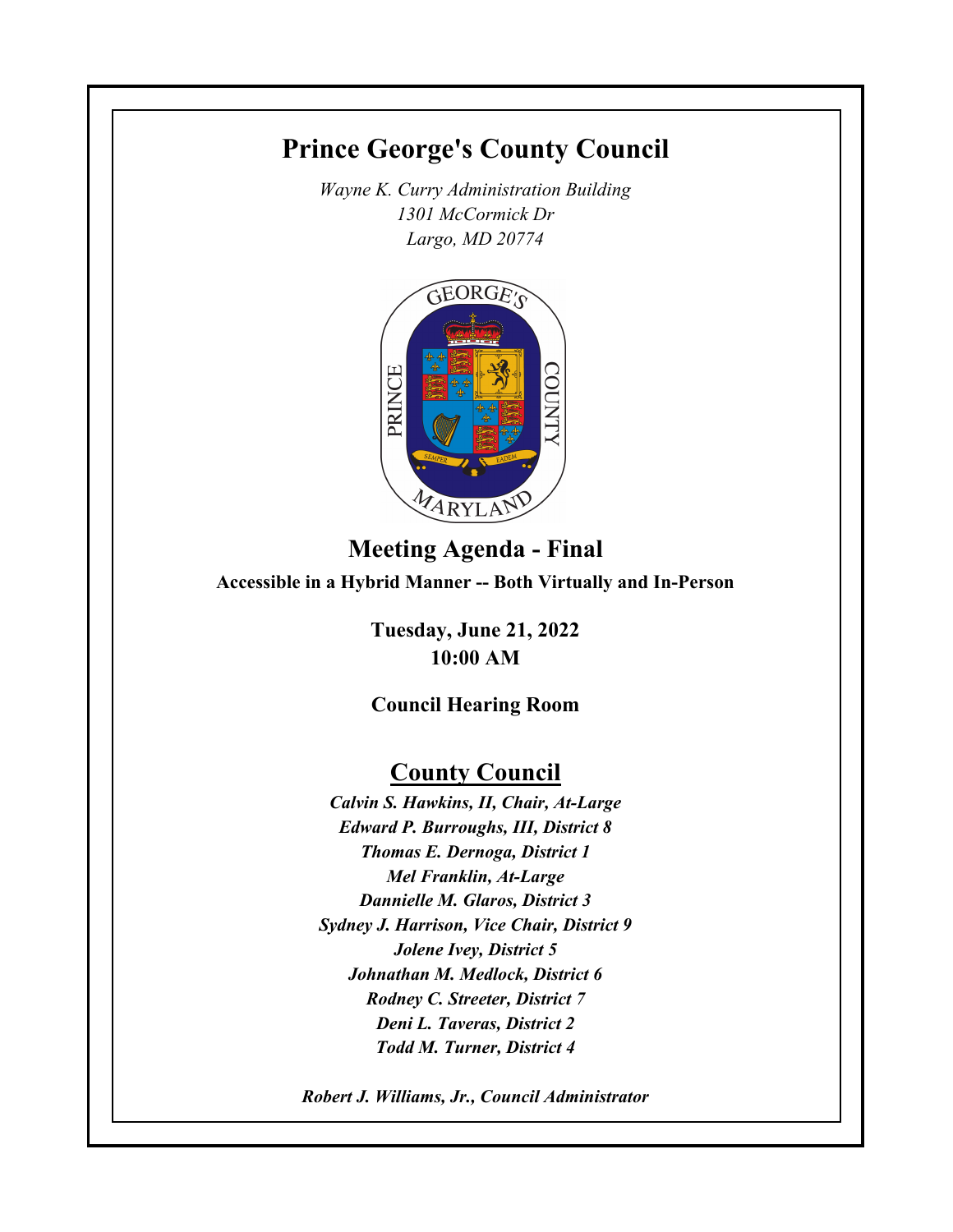# Prince George's County Council

*Wayne K. Curry Administration Building*
*1301 McCormick Dr*
*Largo, MD 20774*

## Meeting Agenda - Final

**Accessible in a Hybrid Manner -- Both Virtually and In-Person**

**Tuesday, June 21, 2022**
**10:00 AM**

**Council Hearing Room**

## County Council

***Calvin S. Hawkins, II, Chair, At-Large***
***Edward P. Burroughs, III, District 8***
***Thomas E. Dernoga, District 1***
***Mel Franklin, At-Large***
***Dannielle M. Glaros, District 3***
***Sydney J. Harrison, Vice Chair, District 9***
***Jolene Ivey, District 5***
***Johnathan M. Medlock, District 6***
***Rodney C. Streeter, District 7***
***Deni L. Taveras, District 2***
***Todd M. Turner, District 4***

***Robert J. Williams, Jr., Council Administrator***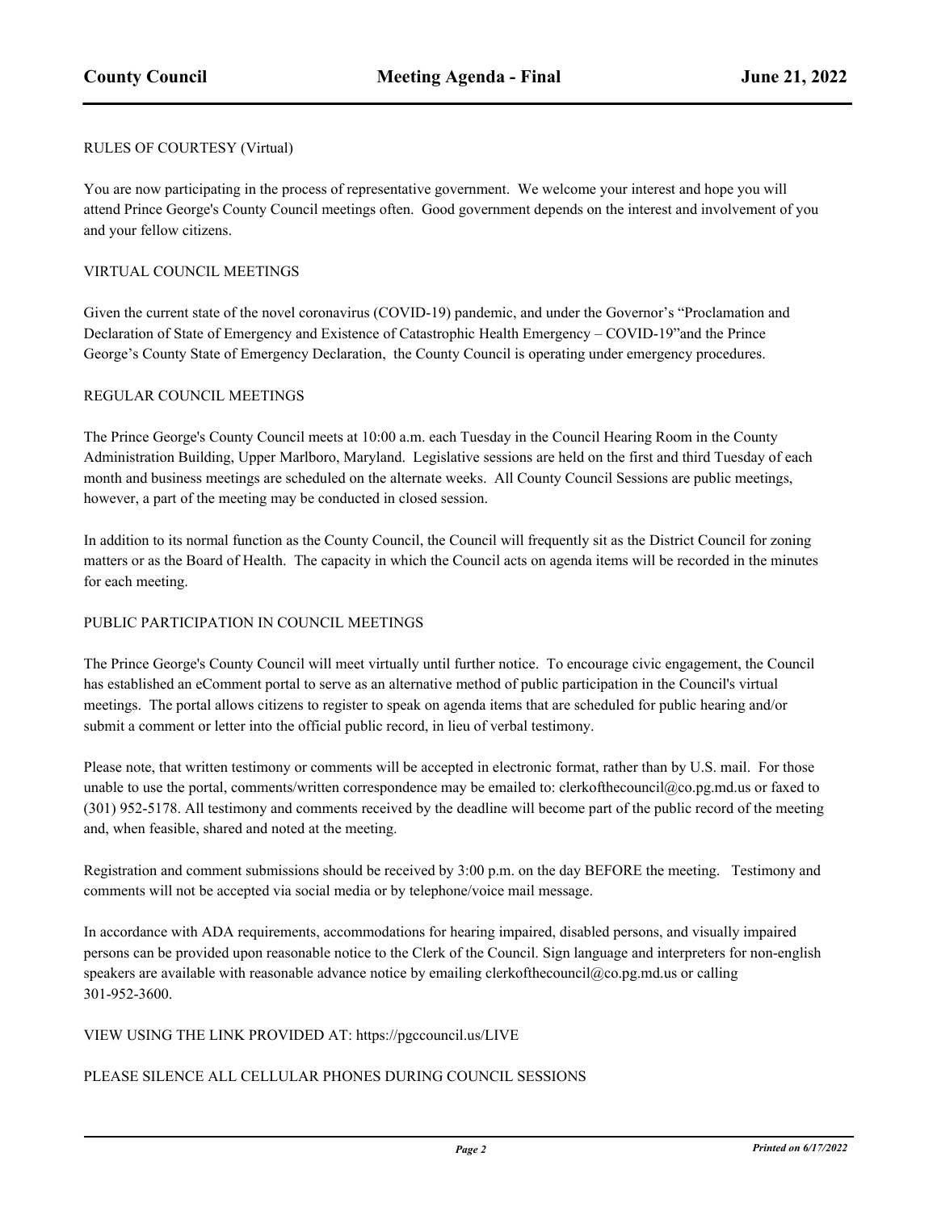RULES OF COURTESY (Virtual)

You are now participating in the process of representative government. We welcome your interest and hope you will attend Prince George's County Council meetings often. Good government depends on the interest and involvement of you and your fellow citizens.

VIRTUAL COUNCIL MEETINGS

Given the current state of the novel coronavirus (COVID-19) pandemic, and under the Governor's "Proclamation and Declaration of State of Emergency and Existence of Catastrophic Health Emergency – COVID-19"and the Prince George's County State of Emergency Declaration, the County Council is operating under emergency procedures.

REGULAR COUNCIL MEETINGS

The Prince George's County Council meets at 10:00 a.m. each Tuesday in the Council Hearing Room in the County Administration Building, Upper Marlboro, Maryland. Legislative sessions are held on the first and third Tuesday of each month and business meetings are scheduled on the alternate weeks. All County Council Sessions are public meetings, however, a part of the meeting may be conducted in closed session.

In addition to its normal function as the County Council, the Council will frequently sit as the District Council for zoning matters or as the Board of Health. The capacity in which the Council acts on agenda items will be recorded in the minutes for each meeting.

PUBLIC PARTICIPATION IN COUNCIL MEETINGS

The Prince George's County Council will meet virtually until further notice. To encourage civic engagement, the Council has established an eComment portal to serve as an alternative method of public participation in the Council's virtual meetings. The portal allows citizens to register to speak on agenda items that are scheduled for public hearing and/or submit a comment or letter into the official public record, in lieu of verbal testimony.

Please note, that written testimony or comments will be accepted in electronic format, rather than by U.S. mail. For those unable to use the portal, comments/written correspondence may be emailed to: clerkofthecouncil@co.pg.md.us or faxed to (301) 952-5178. All testimony and comments received by the deadline will become part of the public record of the meeting and, when feasible, shared and noted at the meeting.

Registration and comment submissions should be received by 3:00 p.m. on the day BEFORE the meeting. Testimony and comments will not be accepted via social media or by telephone/voice mail message.

In accordance with ADA requirements, accommodations for hearing impaired, disabled persons, and visually impaired persons can be provided upon reasonable notice to the Clerk of the Council. Sign language and interpreters for non-english speakers are available with reasonable advance notice by emailing clerkofthecouncil@co.pg.md.us or calling 301-952-3600.

VIEW USING THE LINK PROVIDED AT: https://pgccouncil.us/LIVE

PLEASE SILENCE ALL CELLULAR PHONES DURING COUNCIL SESSIONS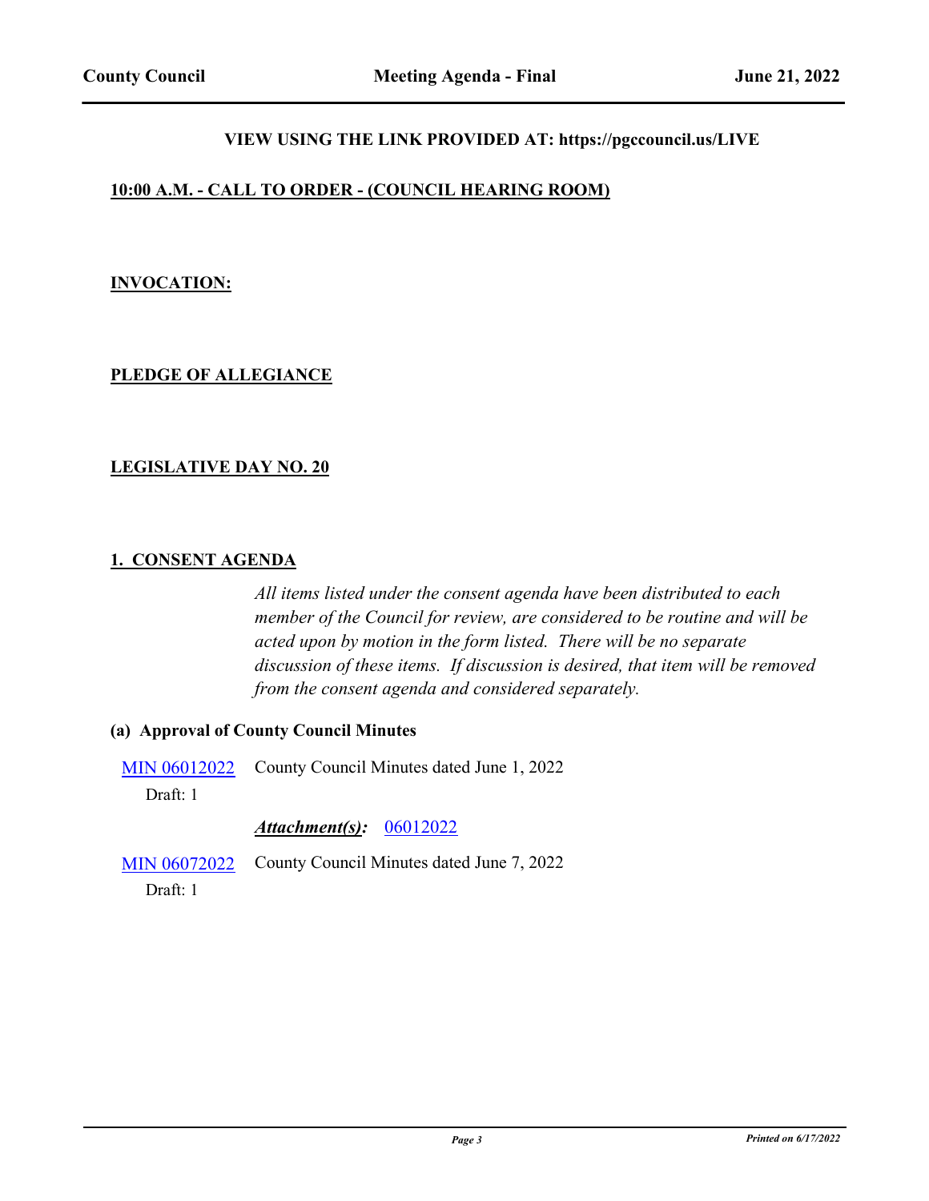**VIEW USING THE LINK PROVIDED AT: https://pgccouncil.us/LIVE**

## 10:00 A.M. - CALL TO ORDER - (COUNCIL HEARING ROOM)

## INVOCATION:

## PLEDGE OF ALLEGIANCE

## LEGISLATIVE DAY NO. 20

## 1. CONSENT AGENDA

*All items listed under the consent agenda have been distributed to each member of the Council for review, are considered to be routine and will be acted upon by motion in the form listed. There will be no separate discussion of these items. If discussion is desired, that item will be removed from the consent agenda and considered separately.*

### (a) Approval of County Council Minutes

MIN 06012022 — County Council Minutes dated June 1, 2022
Draft: 1

***Attachment(s):*** 06012022

MIN 06072022 — County Council Minutes dated June 7, 2022
Draft: 1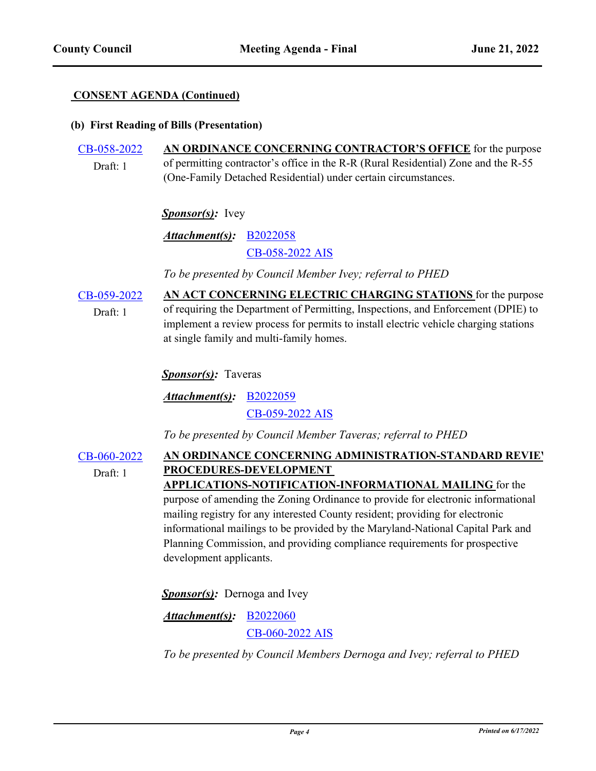**CONSENT AGENDA (Continued)**

**(b) First Reading of Bills (Presentation)**

CB-058-2022
Draft: 1

**AN ORDINANCE CONCERNING CONTRACTOR'S OFFICE** for the purpose of permitting contractor's office in the R-R (Rural Residential) Zone and the R-55 (One-Family Detached Residential) under certain circumstances.

***Sponsor(s):*** Ivey

***Attachment(s):*** B2022058
CB-058-2022 AIS

*To be presented by Council Member Ivey; referral to PHED*

CB-059-2022
Draft: 1

**AN ACT CONCERNING ELECTRIC CHARGING STATIONS** for the purpose of requiring the Department of Permitting, Inspections, and Enforcement (DPIE) to implement a review process for permits to install electric vehicle charging stations at single family and multi-family homes.

***Sponsor(s):*** Taveras

***Attachment(s):*** B2022059
CB-059-2022 AIS

*To be presented by Council Member Taveras; referral to PHED*

CB-060-2022
Draft: 1

**AN ORDINANCE CONCERNING ADMINISTRATION-STANDARD REVIEW PROCEDURES-DEVELOPMENT APPLICATIONS-NOTIFICATION-INFORMATIONAL MAILING** for the purpose of amending the Zoning Ordinance to provide for electronic informational mailing registry for any interested County resident; providing for electronic informational mailings to be provided by the Maryland-National Capital Park and Planning Commission, and providing compliance requirements for prospective development applicants.

***Sponsor(s):*** Dernoga and Ivey

***Attachment(s):*** B2022060
CB-060-2022 AIS

*To be presented by Council Members Dernoga and Ivey; referral to PHED*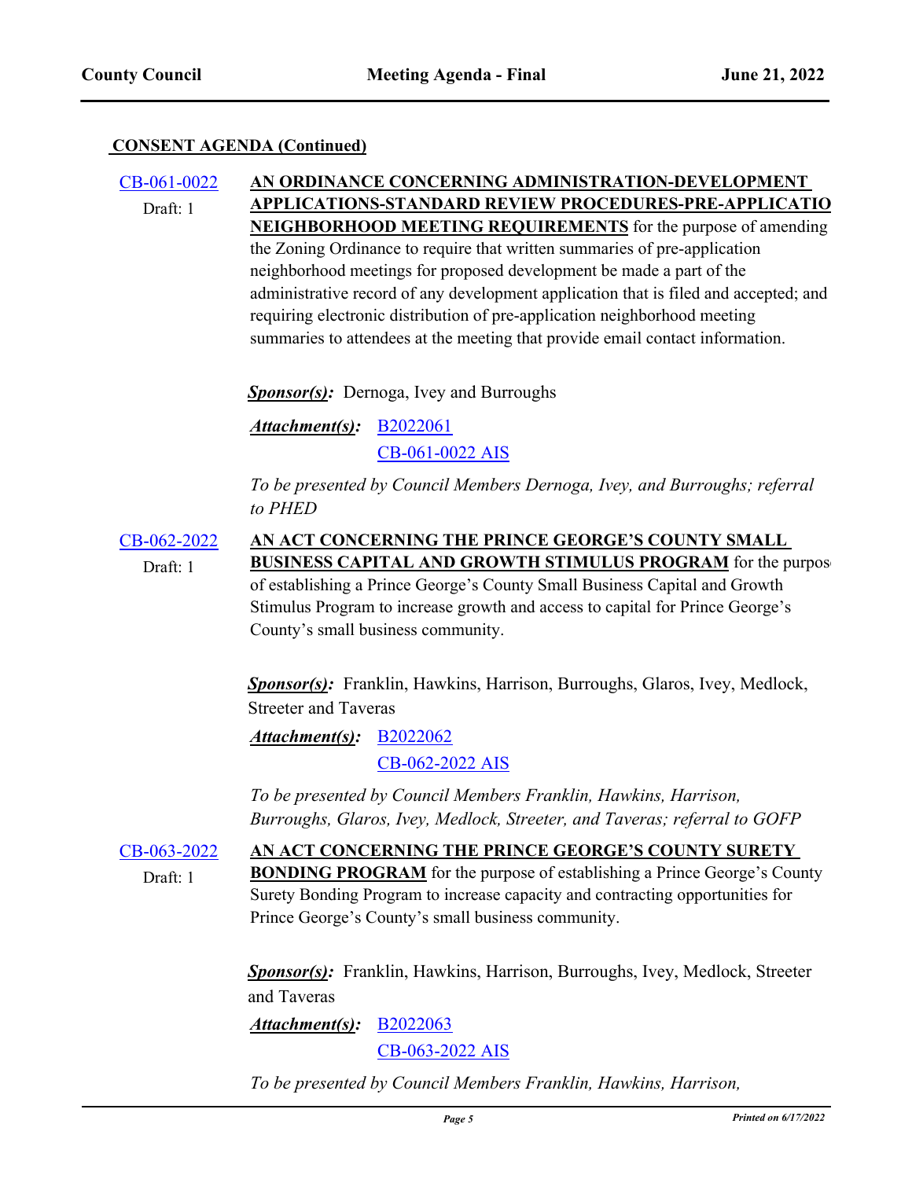**CONSENT AGENDA (Continued)**

CB-061-0022
Draft: 1

**AN ORDINANCE CONCERNING ADMINISTRATION-DEVELOPMENT APPLICATIONS-STANDARD REVIEW PROCEDURES-PRE-APPLICATIO NEIGHBORHOOD MEETING REQUIREMENTS** for the purpose of amending the Zoning Ordinance to require that written summaries of pre-application neighborhood meetings for proposed development be made a part of the administrative record of any development application that is filed and accepted; and requiring electronic distribution of pre-application neighborhood meeting summaries to attendees at the meeting that provide email contact information.

***Sponsor(s):*** Dernoga, Ivey and Burroughs

***Attachment(s):*** B2022061
CB-061-0022 AIS

*To be presented by Council Members Dernoga, Ivey, and Burroughs; referral to PHED*

CB-062-2022
Draft: 1

**AN ACT CONCERNING THE PRINCE GEORGE'S COUNTY SMALL BUSINESS CAPITAL AND GROWTH STIMULUS PROGRAM** for the purpose of establishing a Prince George's County Small Business Capital and Growth Stimulus Program to increase growth and access to capital for Prince George's County's small business community.

***Sponsor(s):*** Franklin, Hawkins, Harrison, Burroughs, Glaros, Ivey, Medlock, Streeter and Taveras

***Attachment(s):*** B2022062
CB-062-2022 AIS

*To be presented by Council Members Franklin, Hawkins, Harrison, Burroughs, Glaros, Ivey, Medlock, Streeter, and Taveras; referral to GOFP*

CB-063-2022
Draft: 1

**AN ACT CONCERNING THE PRINCE GEORGE'S COUNTY SURETY BONDING PROGRAM** for the purpose of establishing a Prince George's County Surety Bonding Program to increase capacity and contracting opportunities for Prince George's County's small business community.

***Sponsor(s):*** Franklin, Hawkins, Harrison, Burroughs, Ivey, Medlock, Streeter and Taveras

***Attachment(s):*** B2022063
CB-063-2022 AIS

*To be presented by Council Members Franklin, Hawkins, Harrison,*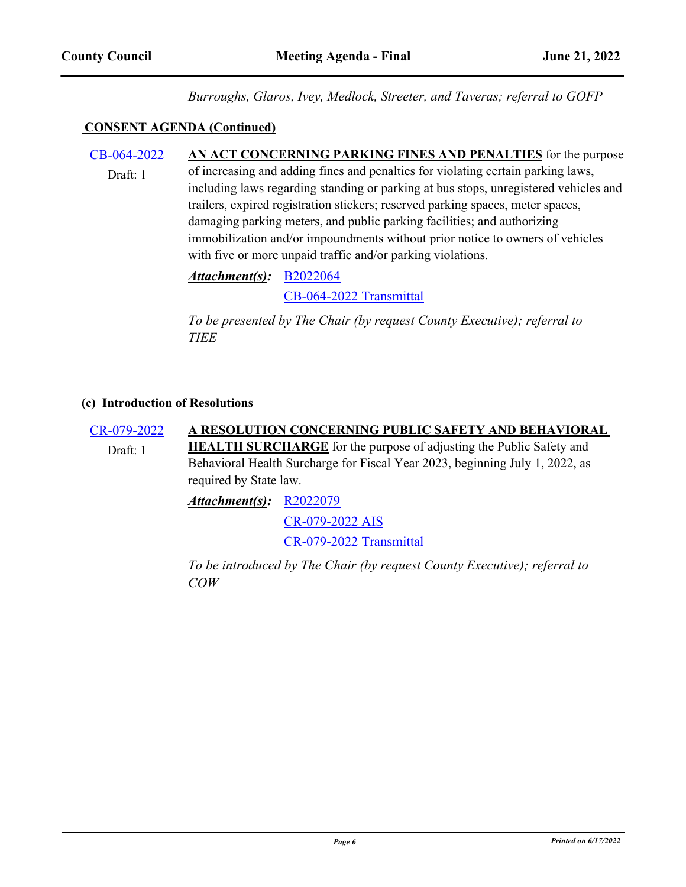*Burroughs, Glaros, Ivey, Medlock, Streeter, and Taveras; referral to GOFP*

**CONSENT AGENDA (Continued)**

CB-064-2022
Draft: 1

**AN ACT CONCERNING PARKING FINES AND PENALTIES** for the purpose of increasing and adding fines and penalties for violating certain parking laws, including laws regarding standing or parking at bus stops, unregistered vehicles and trailers, expired registration stickers; reserved parking spaces, meter spaces, damaging parking meters, and public parking facilities; and authorizing immobilization and/or impoundments without prior notice to owners of vehicles with five or more unpaid traffic and/or parking violations.

***Attachment(s):*** B2022064
CB-064-2022 Transmittal

*To be presented by The Chair (by request County Executive); referral to TIEE*

**(c) Introduction of Resolutions**

CR-079-2022
Draft: 1

**A RESOLUTION CONCERNING PUBLIC SAFETY AND BEHAVIORAL HEALTH SURCHARGE** for the purpose of adjusting the Public Safety and Behavioral Health Surcharge for Fiscal Year 2023, beginning July 1, 2022, as required by State law.

***Attachment(s):*** R2022079
CR-079-2022 AIS
CR-079-2022 Transmittal

*To be introduced by The Chair (by request County Executive); referral to COW*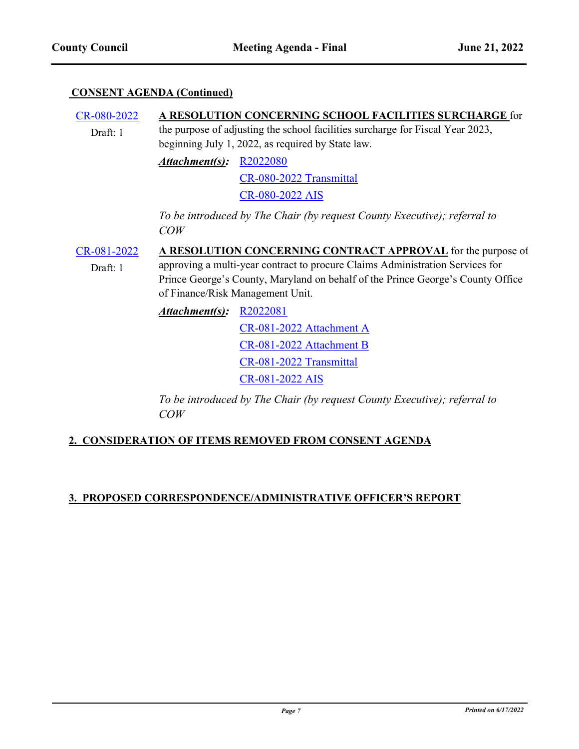**CONSENT AGENDA (Continued)**

**CR-080-2022** Draft: 1

**A RESOLUTION CONCERNING SCHOOL FACILITIES SURCHARGE** for the purpose of adjusting the school facilities surcharge for Fiscal Year 2023, beginning July 1, 2022, as required by State law.

***Attachment(s):*** R2022080
CR-080-2022 Transmittal
CR-080-2022 AIS

*To be introduced by The Chair (by request County Executive); referral to COW*

**CR-081-2022** Draft: 1

**A RESOLUTION CONCERNING CONTRACT APPROVAL** for the purpose of approving a multi-year contract to procure Claims Administration Services for Prince George's County, Maryland on behalf of the Prince George's County Office of Finance/Risk Management Unit.

***Attachment(s):*** R2022081
CR-081-2022 Attachment A
CR-081-2022 Attachment B
CR-081-2022 Transmittal
CR-081-2022 AIS

*To be introduced by The Chair (by request County Executive); referral to COW*

## 2. CONSIDERATION OF ITEMS REMOVED FROM CONSENT AGENDA

## 3. PROPOSED CORRESPONDENCE/ADMINISTRATIVE OFFICER'S REPORT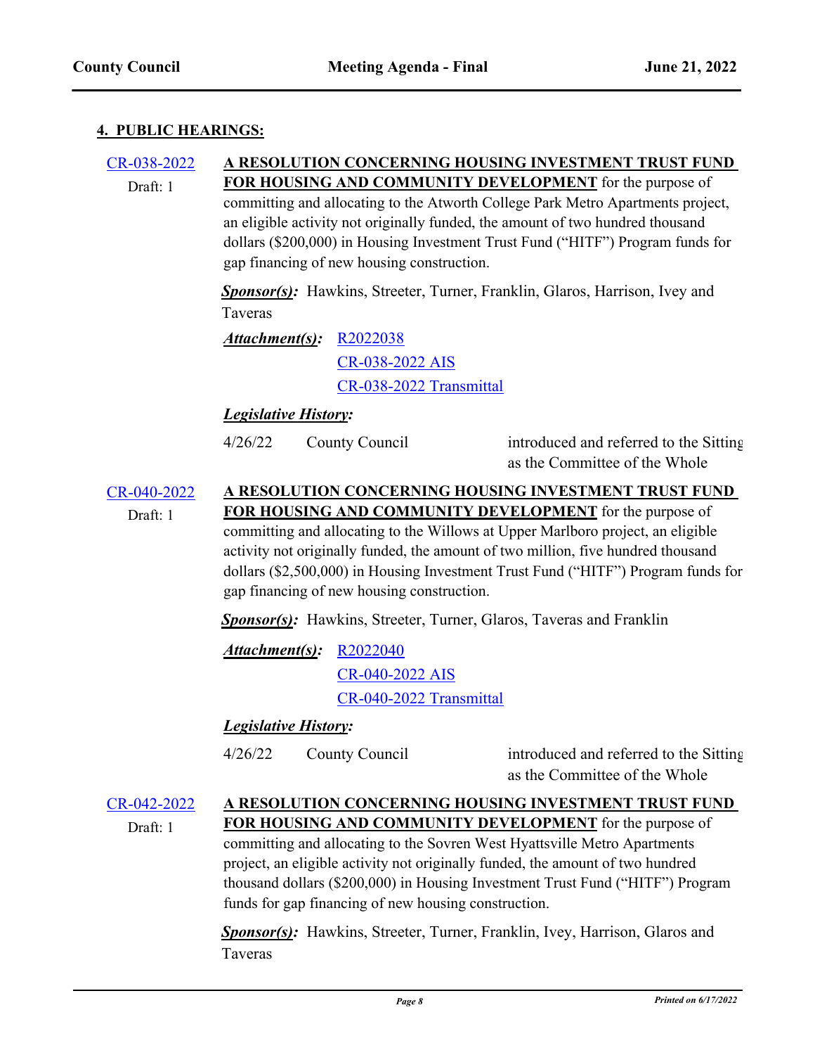## 4. PUBLIC HEARINGS:

**CR-038-2022**
Draft: 1

**A RESOLUTION CONCERNING HOUSING INVESTMENT TRUST FUND FOR HOUSING AND COMMUNITY DEVELOPMENT** for the purpose of committing and allocating to the Atworth College Park Metro Apartments project, an eligible activity not originally funded, the amount of two hundred thousand dollars ($200,000) in Housing Investment Trust Fund ("HITF") Program funds for gap financing of new housing construction.

***Sponsor(s):*** Hawkins, Streeter, Turner, Franklin, Glaros, Harrison, Ivey and Taveras

***Attachment(s):*** R2022038
CR-038-2022 AIS
CR-038-2022 Transmittal

***Legislative History:***

| | | |
|---|---|---|
| 4/26/22 | County Council | introduced and referred to the Sitting as the Committee of the Whole |

**CR-040-2022**
Draft: 1

**A RESOLUTION CONCERNING HOUSING INVESTMENT TRUST FUND FOR HOUSING AND COMMUNITY DEVELOPMENT** for the purpose of committing and allocating to the Willows at Upper Marlboro project, an eligible activity not originally funded, the amount of two million, five hundred thousand dollars ($2,500,000) in Housing Investment Trust Fund ("HITF") Program funds for gap financing of new housing construction.

***Sponsor(s):*** Hawkins, Streeter, Turner, Glaros, Taveras and Franklin

***Attachment(s):*** R2022040
CR-040-2022 AIS
CR-040-2022 Transmittal

***Legislative History:***

| | | |
|---|---|---|
| 4/26/22 | County Council | introduced and referred to the Sitting as the Committee of the Whole |

**CR-042-2022**
Draft: 1

**A RESOLUTION CONCERNING HOUSING INVESTMENT TRUST FUND FOR HOUSING AND COMMUNITY DEVELOPMENT** for the purpose of committing and allocating to the Sovren West Hyattsville Metro Apartments project, an eligible activity not originally funded, the amount of two hundred thousand dollars ($200,000) in Housing Investment Trust Fund ("HITF") Program funds for gap financing of new housing construction.

***Sponsor(s):*** Hawkins, Streeter, Turner, Franklin, Ivey, Harrison, Glaros and Taveras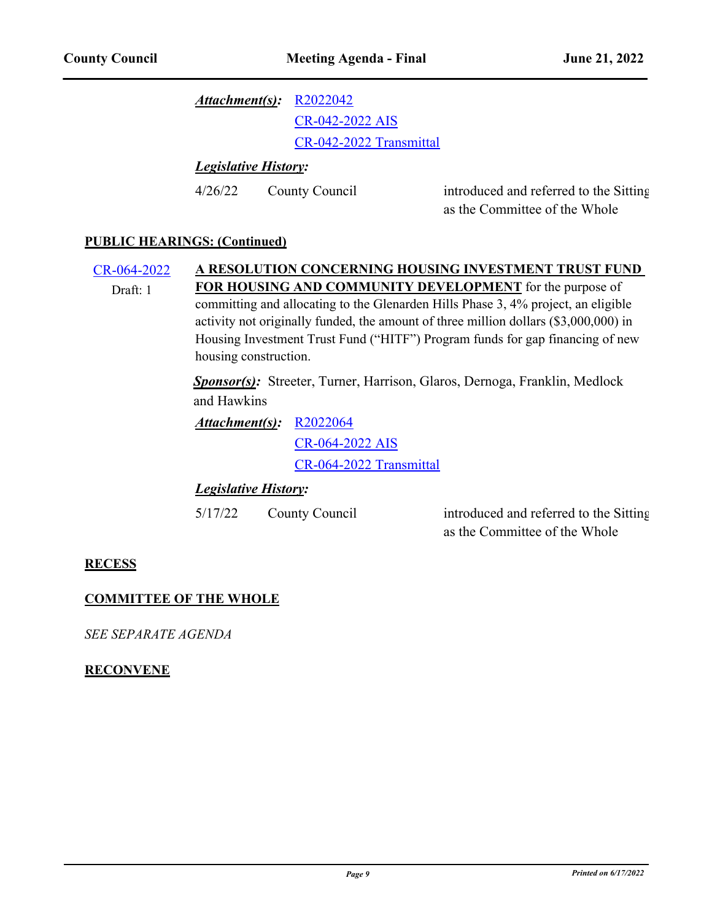***Attachment(s):*** R2022042
CR-042-2022 AIS
CR-042-2022 Transmittal

***Legislative History:***

| | | |
|---|---|---|
| 4/26/22 | County Council | introduced and referred to the Sitting as the Committee of the Whole |

**PUBLIC HEARINGS: (Continued)**

CR-064-2022
Draft: 1

**A RESOLUTION CONCERNING HOUSING INVESTMENT TRUST FUND FOR HOUSING AND COMMUNITY DEVELOPMENT** for the purpose of committing and allocating to the Glenarden Hills Phase 3, 4% project, an eligible activity not originally funded, the amount of three million dollars ($3,000,000) in Housing Investment Trust Fund ("HITF") Program funds for gap financing of new housing construction.

***Sponsor(s):*** Streeter, Turner, Harrison, Glaros, Dernoga, Franklin, Medlock and Hawkins

***Attachment(s):*** R2022064
CR-064-2022 AIS
CR-064-2022 Transmittal

***Legislative History:***

| | | |
|---|---|---|
| 5/17/22 | County Council | introduced and referred to the Sitting as the Committee of the Whole |

**RECESS**

**COMMITTEE OF THE WHOLE**

*SEE SEPARATE AGENDA*

**RECONVENE**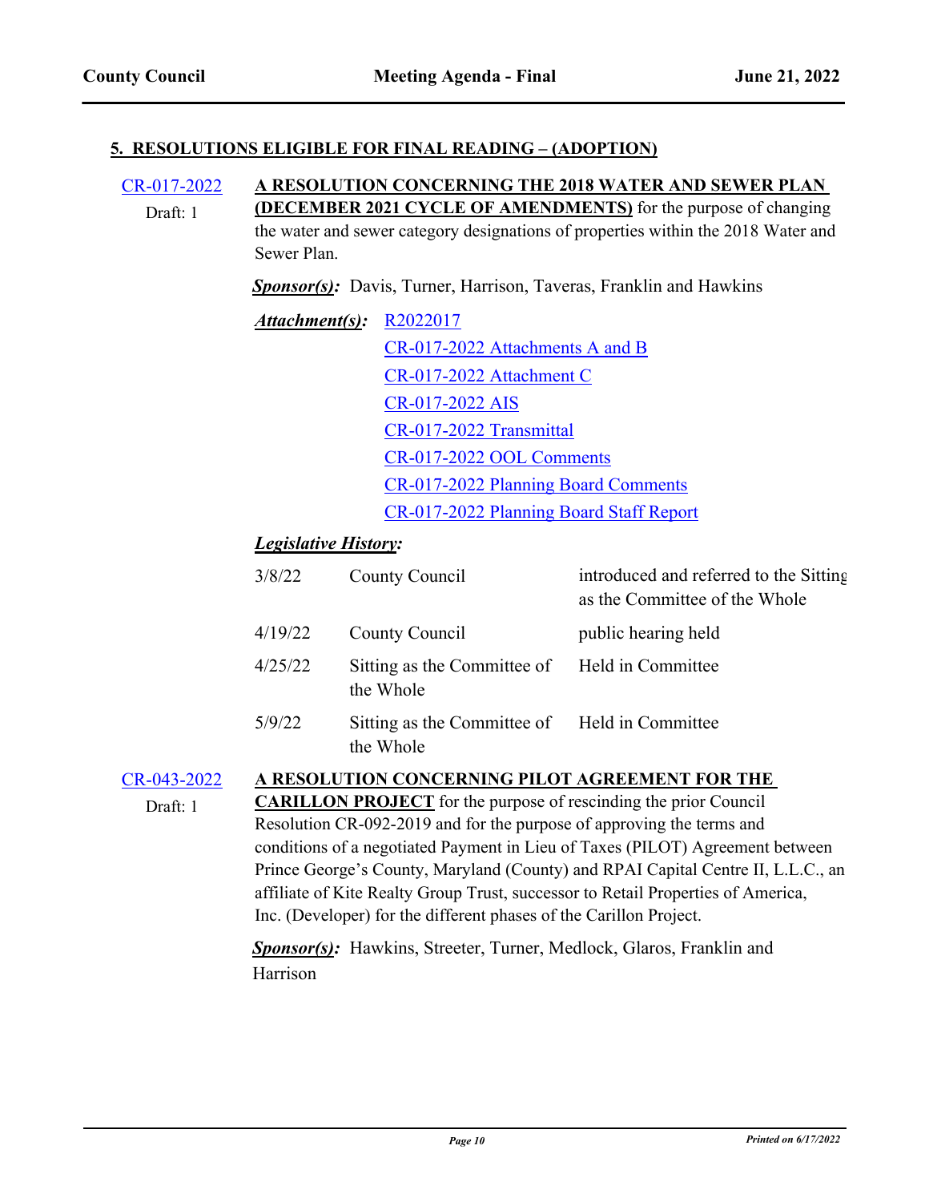## 5. RESOLUTIONS ELIGIBLE FOR FINAL READING – (ADOPTION)

**CR-017-2022**
Draft: 1

**A RESOLUTION CONCERNING THE 2018 WATER AND SEWER PLAN (DECEMBER 2021 CYCLE OF AMENDMENTS)** for the purpose of changing the water and sewer category designations of properties within the 2018 Water and Sewer Plan.

***Sponsor(s):*** Davis, Turner, Harrison, Taveras, Franklin and Hawkins

***Attachment(s):***
- R2022017
- CR-017-2022 Attachments A and B
- CR-017-2022 Attachment C
- CR-017-2022 AIS
- CR-017-2022 Transmittal
- CR-017-2022 OOL Comments
- CR-017-2022 Planning Board Comments
- CR-017-2022 Planning Board Staff Report

***Legislative History:***

| Date | Body | Action |
|---|---|---|
| 3/8/22 | County Council | introduced and referred to the Sitting as the Committee of the Whole |
| 4/19/22 | County Council | public hearing held |
| 4/25/22 | Sitting as the Committee of the Whole | Held in Committee |
| 5/9/22 | Sitting as the Committee of the Whole | Held in Committee |

**CR-043-2022**
Draft: 1

**A RESOLUTION CONCERNING PILOT AGREEMENT FOR THE CARILLON PROJECT** for the purpose of rescinding the prior Council Resolution CR-092-2019 and for the purpose of approving the terms and conditions of a negotiated Payment in Lieu of Taxes (PILOT) Agreement between Prince George's County, Maryland (County) and RPAI Capital Centre II, L.L.C., an affiliate of Kite Realty Group Trust, successor to Retail Properties of America, Inc. (Developer) for the different phases of the Carillon Project.

***Sponsor(s):*** Hawkins, Streeter, Turner, Medlock, Glaros, Franklin and Harrison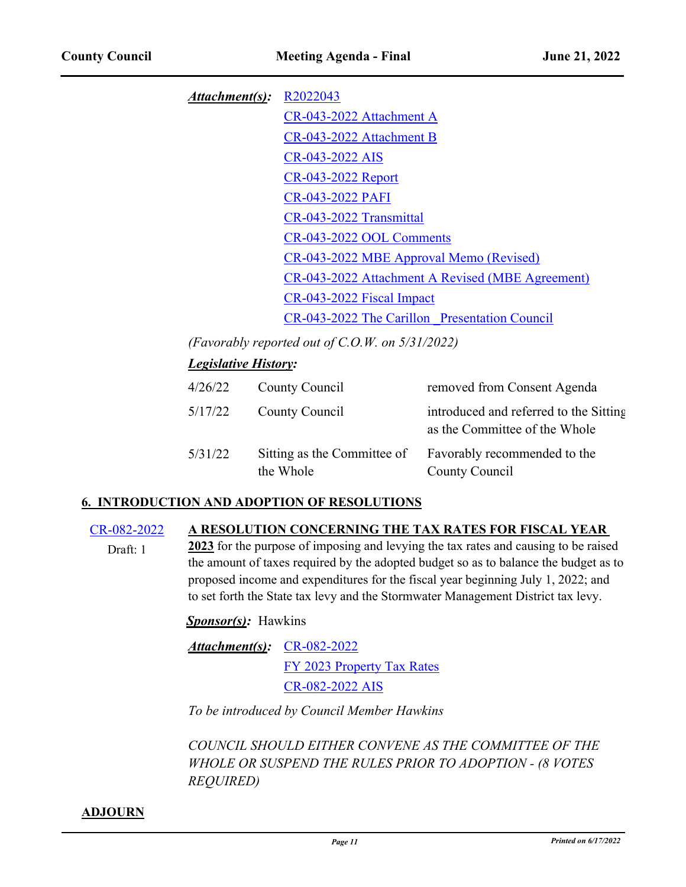***Attachment(s):*** R2022043

CR-043-2022 Attachment A

CR-043-2022 Attachment B

CR-043-2022 AIS

CR-043-2022 Report

CR-043-2022 PAFI

CR-043-2022 Transmittal

CR-043-2022 OOL Comments

CR-043-2022 MBE Approval Memo (Revised)

CR-043-2022 Attachment A Revised (MBE Agreement)

CR-043-2022 Fiscal Impact

CR-043-2022 The Carillon _Presentation Council

*(Favorably reported out of C.O.W. on 5/31/2022)*

***Legislative History:***

| | | |
|---|---|---|
| 4/26/22 | County Council | removed from Consent Agenda |
| 5/17/22 | County Council | introduced and referred to the Sitting as the Committee of the Whole |
| 5/31/22 | Sitting as the Committee of the Whole | Favorably recommended to the County Council |

## 6. INTRODUCTION AND ADOPTION OF RESOLUTIONS

CR-082-2022

Draft: 1

**A RESOLUTION CONCERNING THE TAX RATES FOR FISCAL YEAR 2023** for the purpose of imposing and levying the tax rates and causing to be raised the amount of taxes required by the adopted budget so as to balance the budget as to proposed income and expenditures for the fiscal year beginning July 1, 2022; and to set forth the State tax levy and the Stormwater Management District tax levy.

***Sponsor(s):*** Hawkins

***Attachment(s):*** CR-082-2022

FY 2023 Property Tax Rates

CR-082-2022 AIS

*To be introduced by Council Member Hawkins*

*COUNCIL SHOULD EITHER CONVENE AS THE COMMITTEE OF THE WHOLE OR SUSPEND THE RULES PRIOR TO ADOPTION - (8 VOTES REQUIRED)*

## ADJOURN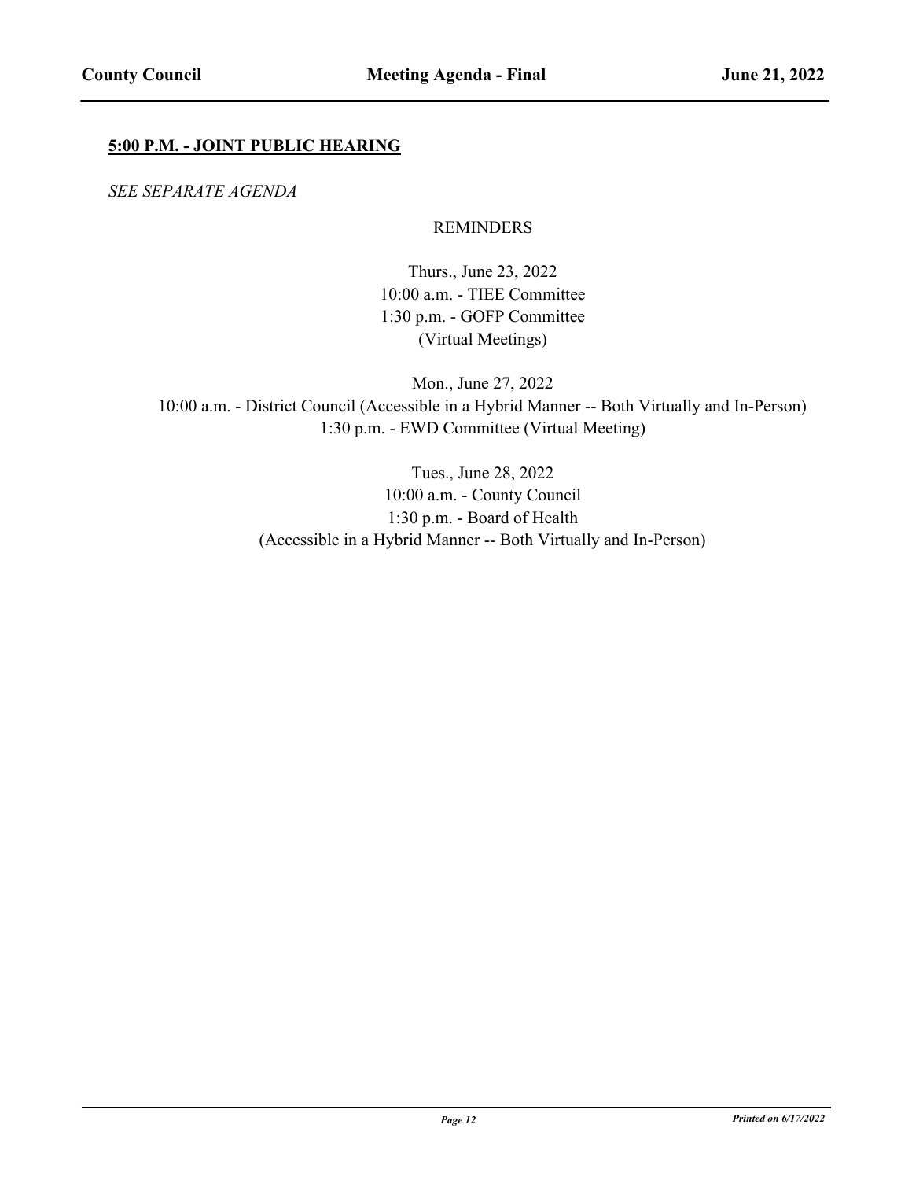**5:00 P.M. - JOINT PUBLIC HEARING**

*SEE SEPARATE AGENDA*

REMINDERS

Thurs., June 23, 2022
10:00 a.m. - TIEE Committee
1:30 p.m. - GOFP Committee
(Virtual Meetings)

Mon., June 27, 2022
10:00 a.m. - District Council (Accessible in a Hybrid Manner -- Both Virtually and In-Person)
1:30 p.m. - EWD Committee (Virtual Meeting)

Tues., June 28, 2022
10:00 a.m. - County Council
1:30 p.m. - Board of Health
(Accessible in a Hybrid Manner -- Both Virtually and In-Person)